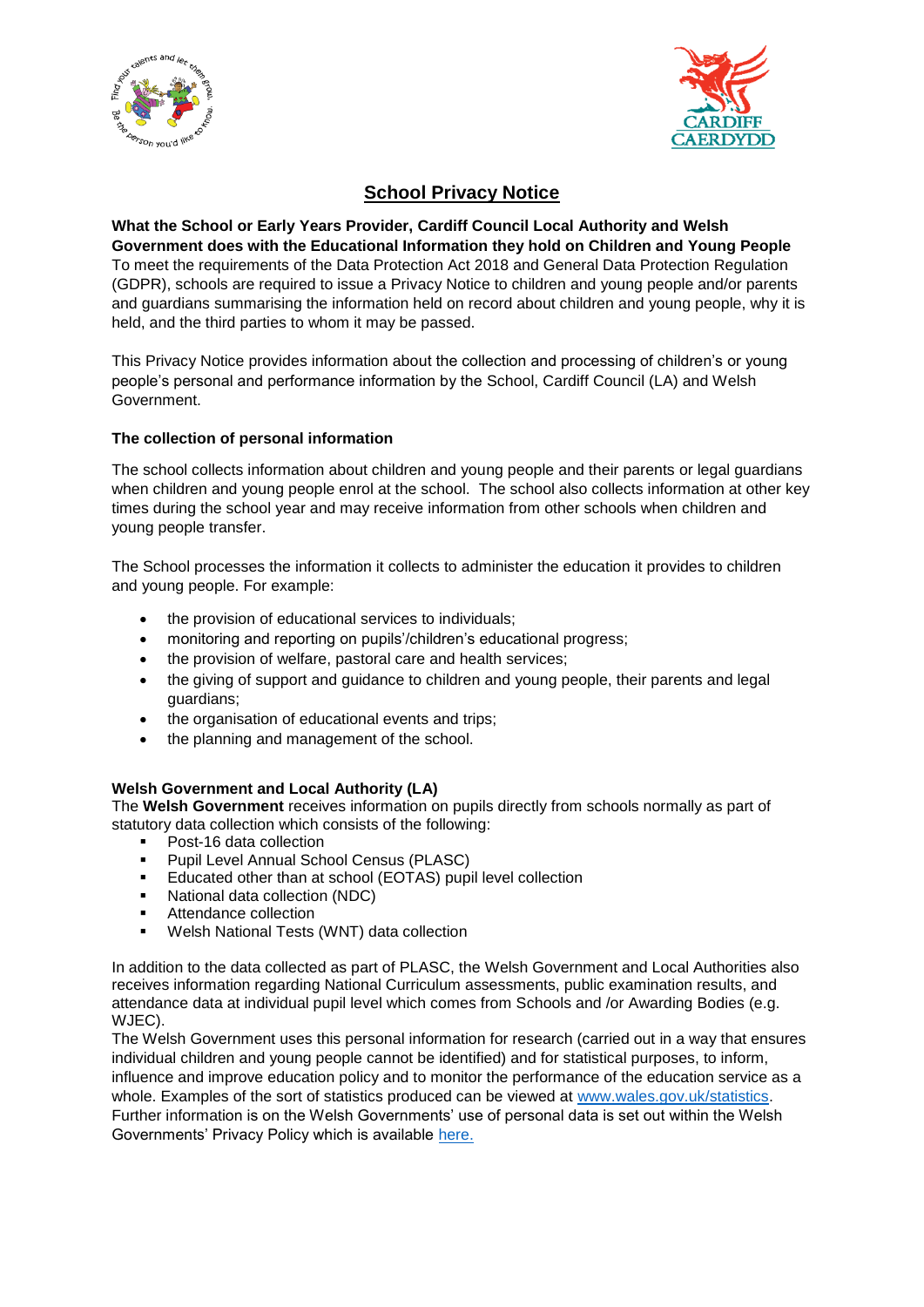# School Privacy Notice

**What the School or Early Years Provider, Cardiff Council Local Authority and Welsh Government does with the Educational Information they hold on Children and Young People**

To meet the requirements of the Data Protection Act 2018 and General Data Protection Regulation (GDPR), schools are required to issue a Privacy Notice to children and young people and/or parents and guardians summarising the information held on record about children and young people, why it is held, and the third parties to whom it may be passed.

This Privacy Notice provides information about the collection and processing of children's or young people's personal and performance information by the School, Cardiff Council (LA) and Welsh Government.

**The collection of personal information**

The school collects information about children and young people and their parents or legal guardians when children and young people enrol at the school. The school also collects information at other key times during the school year and may receive information from other schools when children and young people transfer.

The School processes the information it collects to administer the education it provides to children and young people. For example:

- the provision of educational services to individuals;
- monitoring and reporting on pupils'/children's educational progress;
- the provision of welfare, pastoral care and health services;
- the giving of support and guidance to children and young people, their parents and legal guardians;
- the organisation of educational events and trips;
- the planning and management of the school.

**Welsh Government and Local Authority (LA)**

The **Welsh Government** receives information on pupils directly from schools normally as part of statutory data collection which consists of the following:

- Post-16 data collection
- Pupil Level Annual School Census (PLASC)
- Educated other than at school (EOTAS) pupil level collection
- National data collection (NDC)
- Attendance collection
- Welsh National Tests (WNT) data collection

In addition to the data collected as part of PLASC, the Welsh Government and Local Authorities also receives information regarding National Curriculum assessments, public examination results, and attendance data at individual pupil level which comes from Schools and /or Awarding Bodies (e.g. WJEC).

The Welsh Government uses this personal information for research (carried out in a way that ensures individual children and young people cannot be identified) and for statistical purposes, to inform, influence and improve education policy and to monitor the performance of the education service as a whole. Examples of the sort of statistics produced can be viewed at www.wales.gov.uk/statistics. Further information is on the Welsh Governments' use of personal data is set out within the Welsh Governments' Privacy Policy which is available here.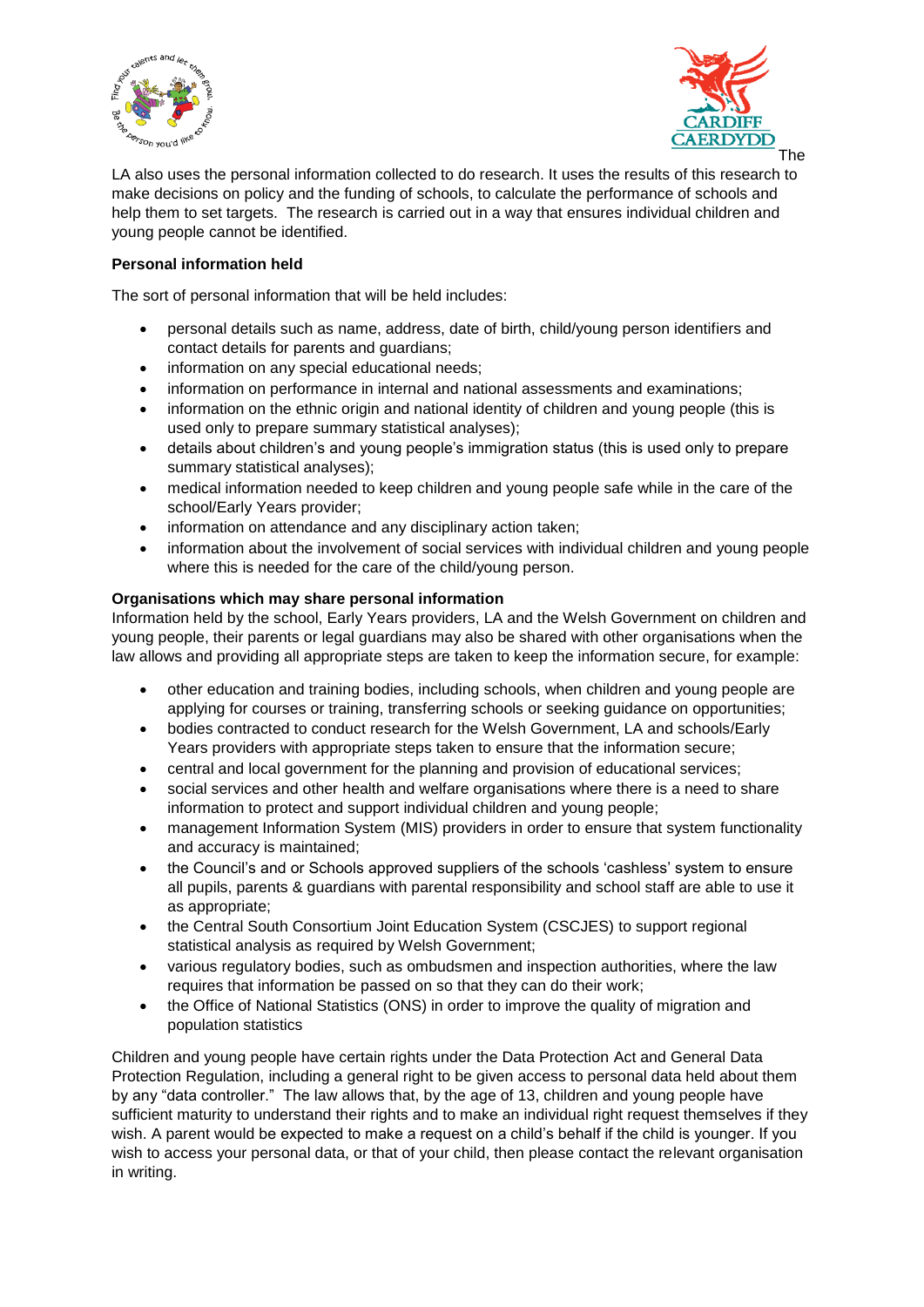The LA also uses the personal information collected to do research. It uses the results of this research to make decisions on policy and the funding of schools, to calculate the performance of schools and help them to set targets. The research is carried out in a way that ensures individual children and young people cannot be identified.

**Personal information held**

The sort of personal information that will be held includes:

- personal details such as name, address, date of birth, child/young person identifiers and contact details for parents and guardians;
- information on any special educational needs;
- information on performance in internal and national assessments and examinations;
- information on the ethnic origin and national identity of children and young people (this is used only to prepare summary statistical analyses);
- details about children's and young people's immigration status (this is used only to prepare summary statistical analyses);
- medical information needed to keep children and young people safe while in the care of the school/Early Years provider;
- information on attendance and any disciplinary action taken;
- information about the involvement of social services with individual children and young people where this is needed for the care of the child/young person.

**Organisations which may share personal information**

Information held by the school, Early Years providers, LA and the Welsh Government on children and young people, their parents or legal guardians may also be shared with other organisations when the law allows and providing all appropriate steps are taken to keep the information secure, for example:

- other education and training bodies, including schools, when children and young people are applying for courses or training, transferring schools or seeking guidance on opportunities;
- bodies contracted to conduct research for the Welsh Government, LA and schools/Early Years providers with appropriate steps taken to ensure that the information secure;
- central and local government for the planning and provision of educational services;
- social services and other health and welfare organisations where there is a need to share information to protect and support individual children and young people;
- management Information System (MIS) providers in order to ensure that system functionality and accuracy is maintained;
- the Council's and or Schools approved suppliers of the schools 'cashless' system to ensure all pupils, parents & guardians with parental responsibility and school staff are able to use it as appropriate;
- the Central South Consortium Joint Education System (CSCJES) to support regional statistical analysis as required by Welsh Government;
- various regulatory bodies, such as ombudsmen and inspection authorities, where the law requires that information be passed on so that they can do their work;
- the Office of National Statistics (ONS) in order to improve the quality of migration and population statistics

Children and young people have certain rights under the Data Protection Act and General Data Protection Regulation, including a general right to be given access to personal data held about them by any "data controller." The law allows that, by the age of 13, children and young people have sufficient maturity to understand their rights and to make an individual right request themselves if they wish. A parent would be expected to make a request on a child's behalf if the child is younger. If you wish to access your personal data, or that of your child, then please contact the relevant organisation in writing.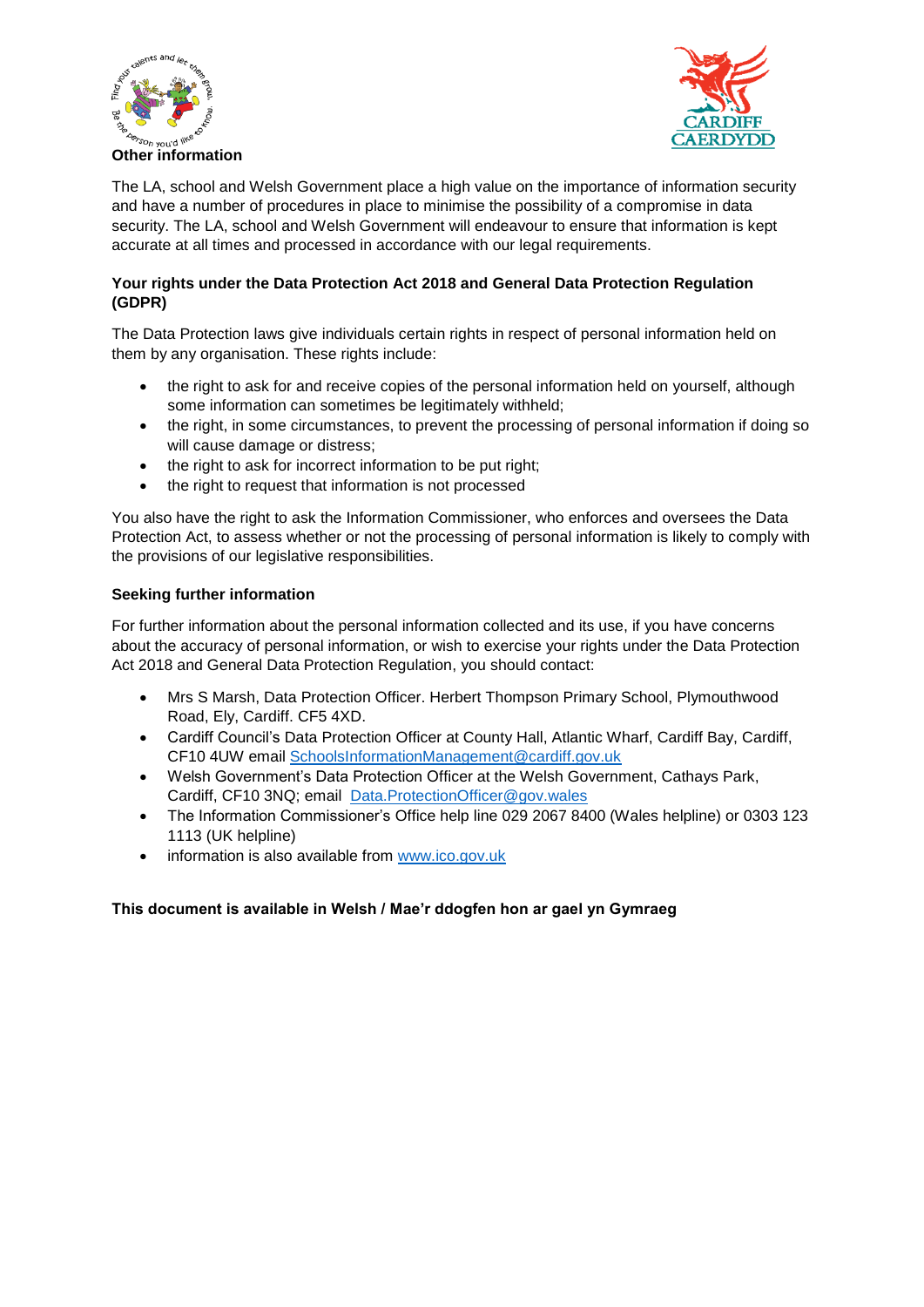## Other information

The LA, school and Welsh Government place a high value on the importance of information security and have a number of procedures in place to minimise the possibility of a compromise in data security. The LA, school and Welsh Government will endeavour to ensure that information is kept accurate at all times and processed in accordance with our legal requirements.

### Your rights under the Data Protection Act 2018 and General Data Protection Regulation (GDPR)

The Data Protection laws give individuals certain rights in respect of personal information held on them by any organisation. These rights include:

- the right to ask for and receive copies of the personal information held on yourself, although some information can sometimes be legitimately withheld;
- the right, in some circumstances, to prevent the processing of personal information if doing so will cause damage or distress;
- the right to ask for incorrect information to be put right;
- the right to request that information is not processed

You also have the right to ask the Information Commissioner, who enforces and oversees the Data Protection Act, to assess whether or not the processing of personal information is likely to comply with the provisions of our legislative responsibilities.

### Seeking further information

For further information about the personal information collected and its use, if you have concerns about the accuracy of personal information, or wish to exercise your rights under the Data Protection Act 2018 and General Data Protection Regulation, you should contact:

- Mrs S Marsh, Data Protection Officer. Herbert Thompson Primary School, Plymouthwood Road, Ely, Cardiff. CF5 4XD.
- Cardiff Council's Data Protection Officer at County Hall, Atlantic Wharf, Cardiff Bay, Cardiff, CF10 4UW email SchoolsInformationManagement@cardiff.gov.uk
- Welsh Government's Data Protection Officer at the Welsh Government, Cathays Park, Cardiff, CF10 3NQ; email Data.ProtectionOfficer@gov.wales
- The Information Commissioner's Office help line 029 2067 8400 (Wales helpline) or 0303 123 1113 (UK helpline)
- information is also available from www.ico.gov.uk

**This document is available in Welsh / Mae'r ddogfen hon ar gael yn Gymraeg**